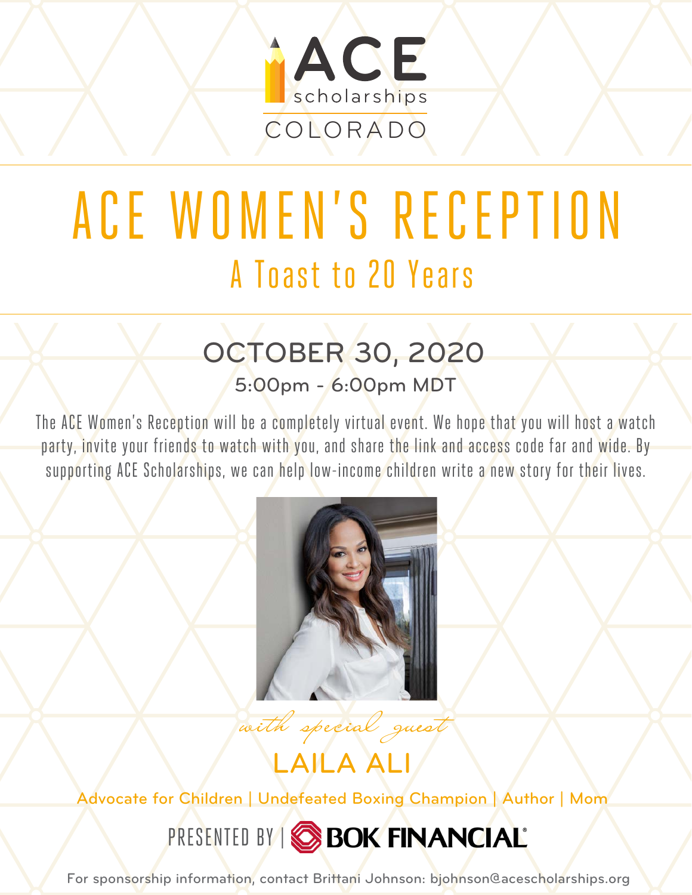ACE scholarships

COLORADO

# ACE WOMEN'S RECEPTION

## A Toast to 20 Years

### OCTOBER 30, 2020

5:00pm - 6:00pm MDT

The ACE Women's Reception will be a completely virtual event. We hope that you will host a watch party, invite your friends to watch with you, and share the link and access code far and wide. By supporting ACE Scholarships, we can help low-income children write a new story for their lives.

*with special guest*

## LAILA ALI

Advocate for Children | Undefeated Boxing Champion | Author | Mom

PRESENTED BY | BOK FINANCIAL®

For sponsorship information, contact Brittani Johnson: bjohnson@acescholarships.org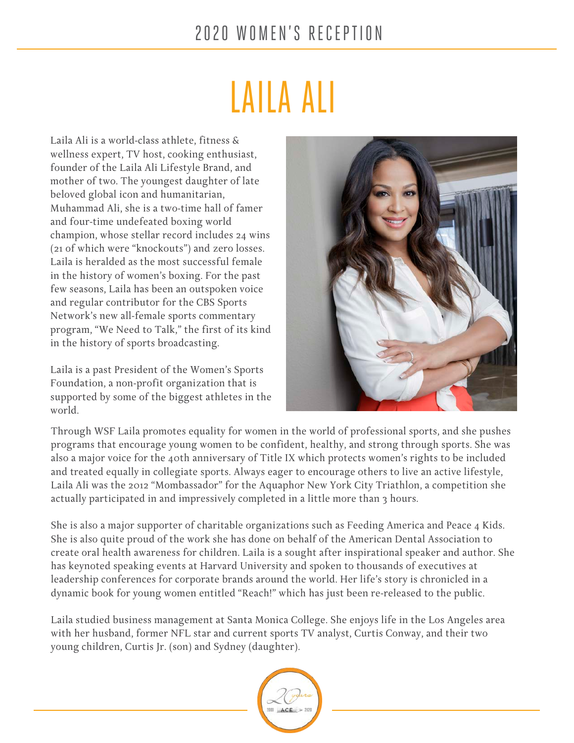# 2020 WOMEN'S RECEPTION

## LAILA ALI

Laila Ali is a world-class athlete, fitness & wellness expert, TV host, cooking enthusiast, founder of the Laila Ali Lifestyle Brand, and mother of two. The youngest daughter of late beloved global icon and humanitarian, Muhammad Ali, she is a two-time hall of famer and four-time undefeated boxing world champion, whose stellar record includes 24 wins (21 of which were "knockouts") and zero losses. Laila is heralded as the most successful female in the history of women's boxing. For the past few seasons, Laila has been an outspoken voice and regular contributor for the CBS Sports Network's new all-female sports commentary program, "We Need to Talk," the first of its kind in the history of sports broadcasting.

Laila is a past President of the Women's Sports Foundation, a non-profit organization that is supported by some of the biggest athletes in the world.

Through WSF Laila promotes equality for women in the world of professional sports, and she pushes programs that encourage young women to be confident, healthy, and strong through sports. She was also a major voice for the 40th anniversary of Title IX which protects women's rights to be included and treated equally in collegiate sports. Always eager to encourage others to live an active lifestyle, Laila Ali was the 2012 "Mombassador" for the Aquaphor New York City Triathlon, a competition she actually participated in and impressively completed in a little more than 3 hours.

She is also a major supporter of charitable organizations such as Feeding America and Peace 4 Kids. She is also quite proud of the work she has done on behalf of the American Dental Association to create oral health awareness for children. Laila is a sought after inspirational speaker and author. She has keynoted speaking events at Harvard University and spoken to thousands of executives at leadership conferences for corporate brands around the world. Her life's story is chronicled in a dynamic book for young women entitled "Reach!" which has just been re-released to the public.

Laila studied business management at Santa Monica College. She enjoys life in the Los Angeles area with her husband, former NFL star and current sports TV analyst, Curtis Conway, and their two young children, Curtis Jr. (son) and Sydney (daughter).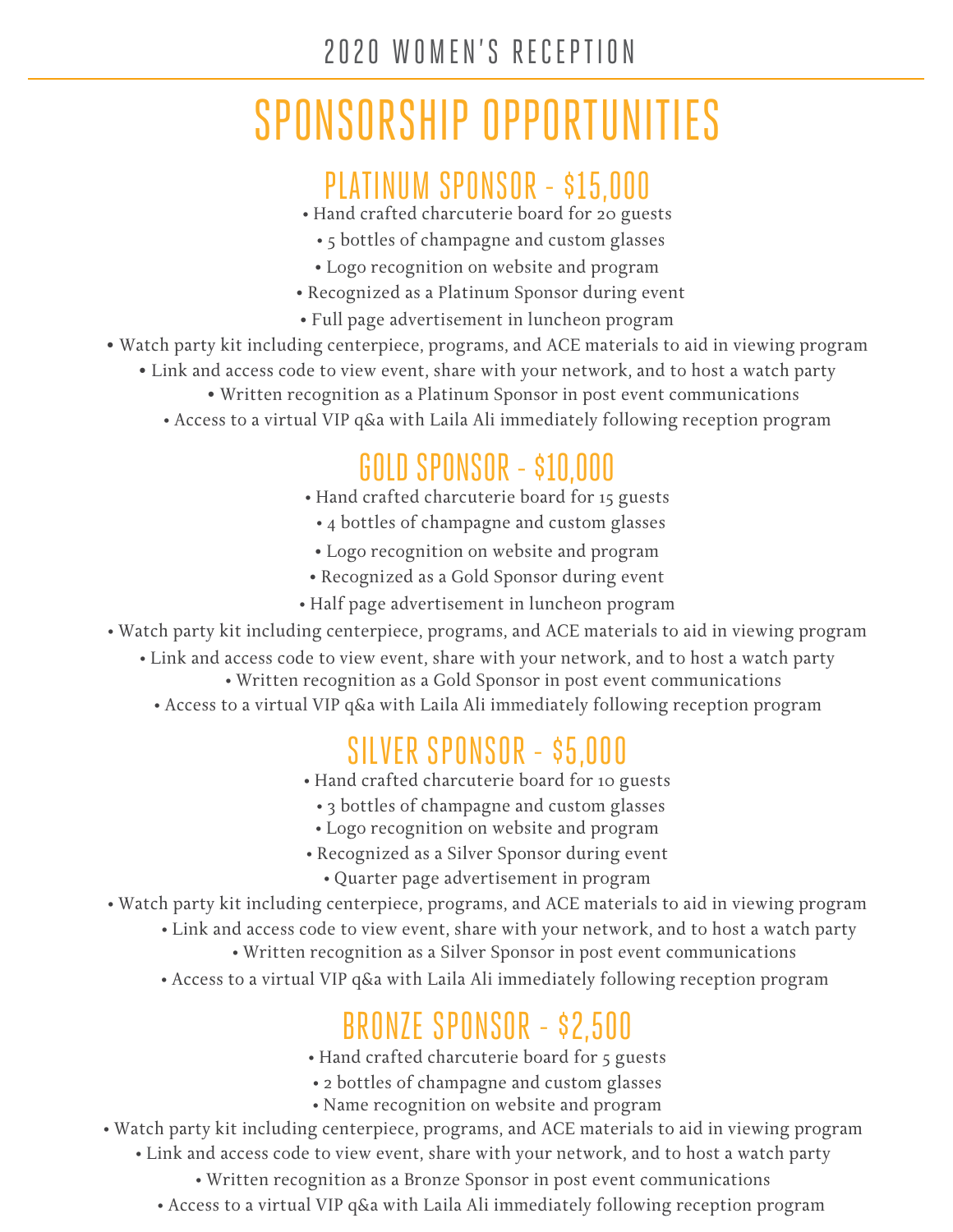## 2020 WOMEN'S RECEPTION

# SPONSORSHIP OPPORTUNITIES

## PLATINUM SPONSOR - $15,000

- Hand crafted charcuterie board for 20 guests
- 5 bottles of champagne and custom glasses
- Logo recognition on website and program
- Recognized as a Platinum Sponsor during event
- Full page advertisement in luncheon program
- Watch party kit including centerpiece, programs, and ACE materials to aid in viewing program
- Link and access code to view event, share with your network, and to host a watch party
- Written recognition as a Platinum Sponsor in post event communications
- Access to a virtual VIP q&a with Laila Ali immediately following reception program

## GOLD SPONSOR - $10,000

- Hand crafted charcuterie board for 15 guests
- 4 bottles of champagne and custom glasses
- Logo recognition on website and program
- Recognized as a Gold Sponsor during event
- Half page advertisement in luncheon program
- Watch party kit including centerpiece, programs, and ACE materials to aid in viewing program
- Link and access code to view event, share with your network, and to host a watch party
- Written recognition as a Gold Sponsor in post event communications
- Access to a virtual VIP q&a with Laila Ali immediately following reception program

## SILVER SPONSOR - $5,000

- Hand crafted charcuterie board for 10 guests
- 3 bottles of champagne and custom glasses
- Logo recognition on website and program
- Recognized as a Silver Sponsor during event
- Quarter page advertisement in program
- Watch party kit including centerpiece, programs, and ACE materials to aid in viewing program
- Link and access code to view event, share with your network, and to host a watch party
- Written recognition as a Silver Sponsor in post event communications
- Access to a virtual VIP q&a with Laila Ali immediately following reception program

## BRONZE SPONSOR - $2,500

- Hand crafted charcuterie board for 5 guests
- 2 bottles of champagne and custom glasses
- Name recognition on website and program
- Watch party kit including centerpiece, programs, and ACE materials to aid in viewing program
- Link and access code to view event, share with your network, and to host a watch party
- Written recognition as a Bronze Sponsor in post event communications
- Access to a virtual VIP q&a with Laila Ali immediately following reception program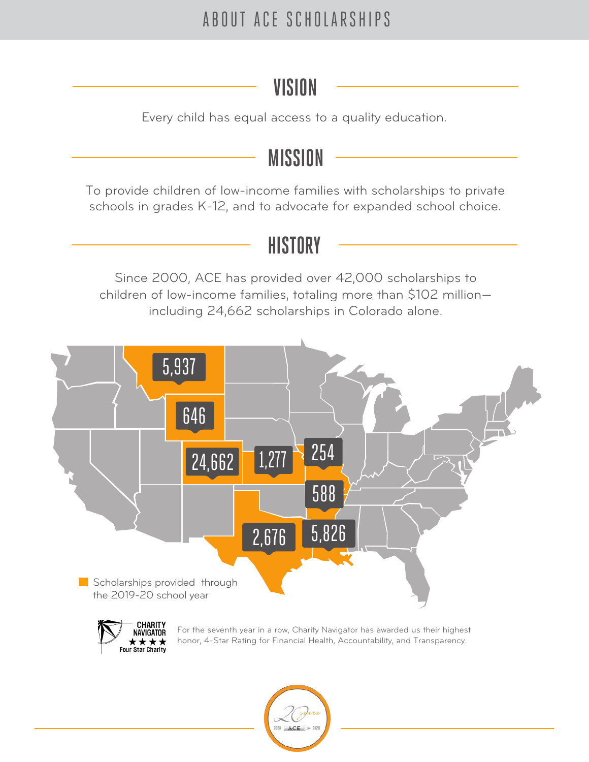# ABOUT ACE SCHOLARSHIPS

## VISION

Every child has equal access to a quality education.

## MISSION

To provide children of low-income families with scholarships to private schools in grades K-12, and to advocate for expanded school choice.

## HISTORY

Since 2000, ACE has provided over 42,000 scholarships to children of low-income families, totaling more than $102 million—including 24,662 scholarships in Colorado alone.

5,937

646

24,662

1,277

254

588

2,676

5,826

Scholarships provided through the 2019-20 school year

CHARITY NAVIGATOR ★★★★ Four Star Charity

For the seventh year in a row, Charity Navigator has awarded us their highest honor, 4-Star Rating for Financial Health, Accountability, and Transparency.

20 years 2000 ACE 2020